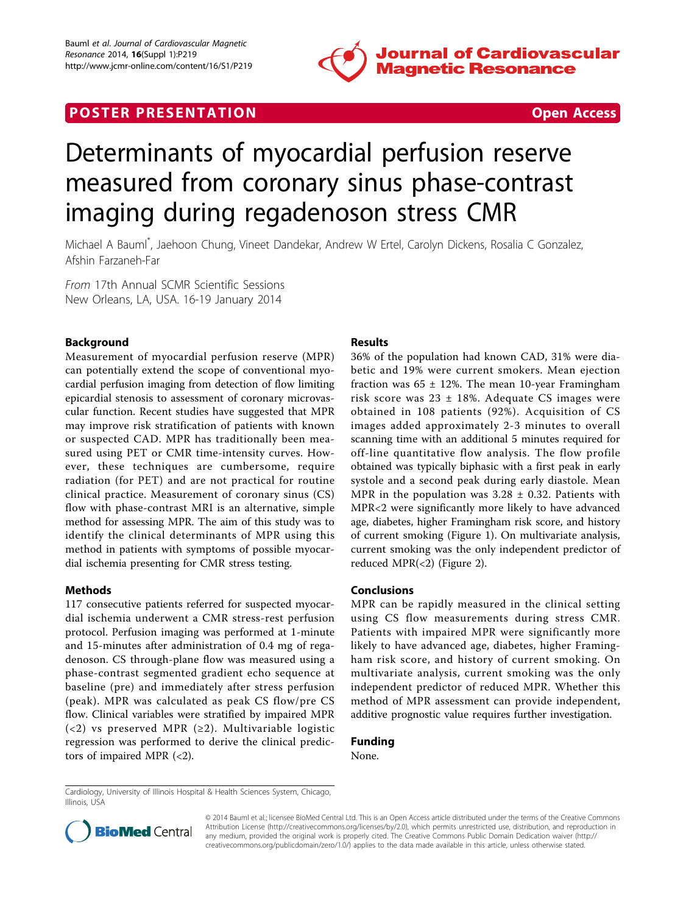POSTER PRESENTATION Open Access

# Determinants of myocardial perfusion reserve measured from coronary sinus phase-contrast imaging during regadenoson stress CMR

Michael A Bauml*, Jaehoon Chung, Vineet Dandekar, Andrew W Ertel, Carolyn Dickens, Rosalia C Gonzalez, Afshin Farzaneh-Far

*From* 17th Annual SCMR Scientific Sessions
New Orleans, LA, USA. 16-19 January 2014

## Background

Measurement of myocardial perfusion reserve (MPR) can potentially extend the scope of conventional myocardial perfusion imaging from detection of flow limiting epicardial stenosis to assessment of coronary microvascular function. Recent studies have suggested that MPR may improve risk stratification of patients with known or suspected CAD. MPR has traditionally been measured using PET or CMR time-intensity curves. However, these techniques are cumbersome, require radiation (for PET) and are not practical for routine clinical practice. Measurement of coronary sinus (CS) flow with phase-contrast MRI is an alternative, simple method for assessing MPR. The aim of this study was to identify the clinical determinants of MPR using this method in patients with symptoms of possible myocardial ischemia presenting for CMR stress testing.

## Methods

117 consecutive patients referred for suspected myocardial ischemia underwent a CMR stress-rest perfusion protocol. Perfusion imaging was performed at 1-minute and 15-minutes after administration of 0.4 mg of regadenoson. CS through-plane flow was measured using a phase-contrast segmented gradient echo sequence at baseline (pre) and immediately after stress perfusion (peak). MPR was calculated as peak CS flow/pre CS flow. Clinical variables were stratified by impaired MPR (<2) vs preserved MPR (≥2). Multivariable logistic regression was performed to derive the clinical predictors of impaired MPR (<2).

## Results

36% of the population had known CAD, 31% were diabetic and 19% were current smokers. Mean ejection fraction was 65 ± 12%. The mean 10-year Framingham risk score was 23 ± 18%. Adequate CS images were obtained in 108 patients (92%). Acquisition of CS images added approximately 2-3 minutes to overall scanning time with an additional 5 minutes required for off-line quantitative flow analysis. The flow profile obtained was typically biphasic with a first peak in early systole and a second peak during early diastole. Mean MPR in the population was 3.28 ± 0.32. Patients with MPR<2 were significantly more likely to have advanced age, diabetes, higher Framingham risk score, and history of current smoking (Figure 1). On multivariate analysis, current smoking was the only independent predictor of reduced MPR(<2) (Figure 2).

## Conclusions

MPR can be rapidly measured in the clinical setting using CS flow measurements during stress CMR. Patients with impaired MPR were significantly more likely to have advanced age, diabetes, higher Framingham risk score, and history of current smoking. On multivariate analysis, current smoking was the only independent predictor of reduced MPR. Whether this method of MPR assessment can provide independent, additive prognostic value requires further investigation.

## Funding

None.

Cardiology, University of Illinois Hospital & Health Sciences System, Chicago, Illinois, USA

© 2014 Bauml et al.; licensee BioMed Central Ltd. This is an Open Access article distributed under the terms of the Creative Commons Attribution License (http://creativecommons.org/licenses/by/2.0), which permits unrestricted use, distribution, and reproduction in any medium, provided the original work is properly cited. The Creative Commons Public Domain Dedication waiver (http://creativecommons.org/publicdomain/zero/1.0/) applies to the data made available in this article, unless otherwise stated.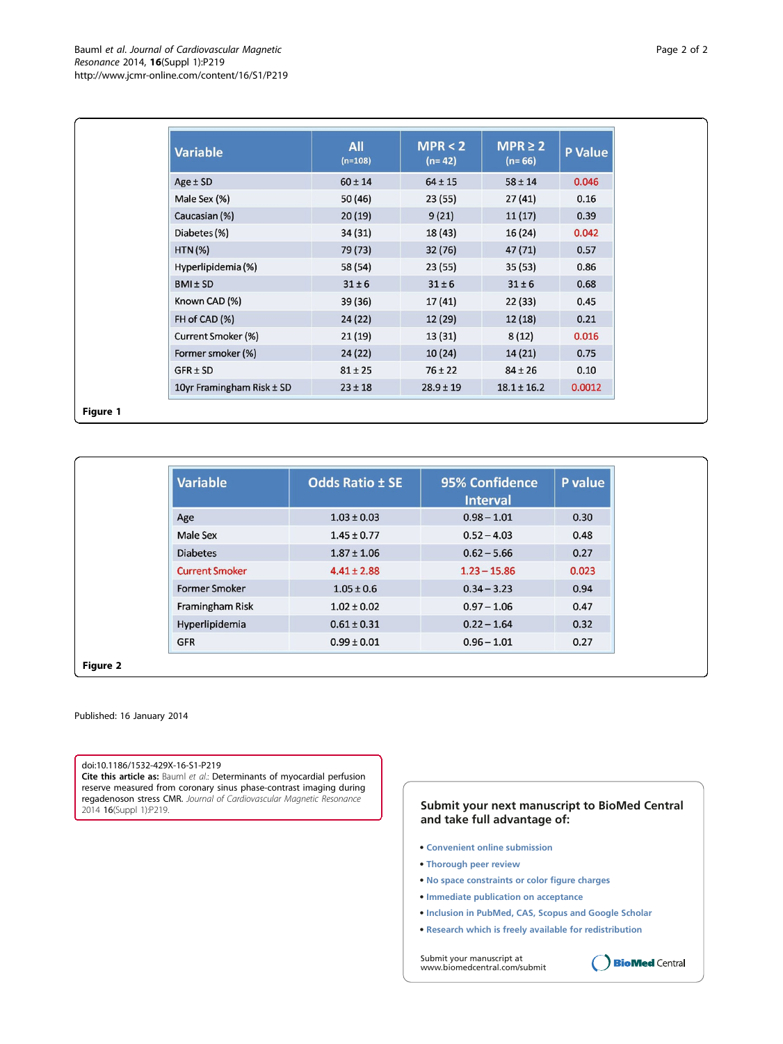| Variable | All (n=108) | MPR < 2 (n= 42) | MPR ≥ 2 (n= 66) | P Value |
|---|---|---|---|---|
| Age ± SD | 60 ± 14 | 64 ± 15 | 58 ± 14 | 0.046 |
| Male Sex (%) | 50 (46) | 23 (55) | 27 (41) | 0.16 |
| Caucasian (%) | 20 (19) | 9 (21) | 11 (17) | 0.39 |
| Diabetes (%) | 34 (31) | 18 (43) | 16 (24) | 0.042 |
| HTN (%) | 79 (73) | 32 (76) | 47 (71) | 0.57 |
| Hyperlipidemia (%) | 58 (54) | 23 (55) | 35 (53) | 0.86 |
| BMI ± SD | 31 ± 6 | 31 ± 6 | 31 ± 6 | 0.68 |
| Known CAD (%) | 39 (36) | 17 (41) | 22 (33) | 0.45 |
| FH of CAD (%) | 24 (22) | 12 (29) | 12 (18) | 0.21 |
| Current Smoker (%) | 21 (19) | 13 (31) | 8 (12) | 0.016 |
| Former smoker (%) | 24 (22) | 10 (24) | 14 (21) | 0.75 |
| GFR ± SD | 81 ± 25 | 76 ± 22 | 84 ± 26 | 0.10 |
| 10yr Framingham Risk ± SD | 23 ± 18 | 28.9 ± 19 | 18.1 ± 16.2 | 0.0012 |

**Figure 1**

| Variable | Odds Ratio ± SE | 95% Confidence Interval | P value |
|---|---|---|---|
| Age | 1.03 ± 0.03 | 0.98 – 1.01 | 0.30 |
| Male Sex | 1.45 ± 0.77 | 0.52 – 4.03 | 0.48 |
| Diabetes | 1.87 ± 1.06 | 0.62 – 5.66 | 0.27 |
| Current Smoker | 4.41 ± 2.88 | 1.23 – 15.86 | 0.023 |
| Former Smoker | 1.05 ± 0.6 | 0.34 – 3.23 | 0.94 |
| Framingham Risk | 1.02 ± 0.02 | 0.97 – 1.06 | 0.47 |
| Hyperlipidemia | 0.61 ± 0.31 | 0.22 – 1.64 | 0.32 |
| GFR | 0.99 ± 0.01 | 0.96 – 1.01 | 0.27 |

**Figure 2**

Published: 16 January 2014

doi:10.1186/1532-429X-16-S1-P219

**Cite this article as:** Bauml *et al.*: Determinants of myocardial perfusion reserve measured from coronary sinus phase-contrast imaging during regadenoson stress CMR. *Journal of Cardiovascular Magnetic Resonance* 2014 **16**(Suppl 1):P219.

**Submit your next manuscript to BioMed Central and take full advantage of:**

- Convenient online submission
- Thorough peer review
- No space constraints or color figure charges
- Immediate publication on acceptance
- Inclusion in PubMed, CAS, Scopus and Google Scholar
- Research which is freely available for redistribution

Submit your manuscript at www.biomedcentral.com/submit

BioMed Central